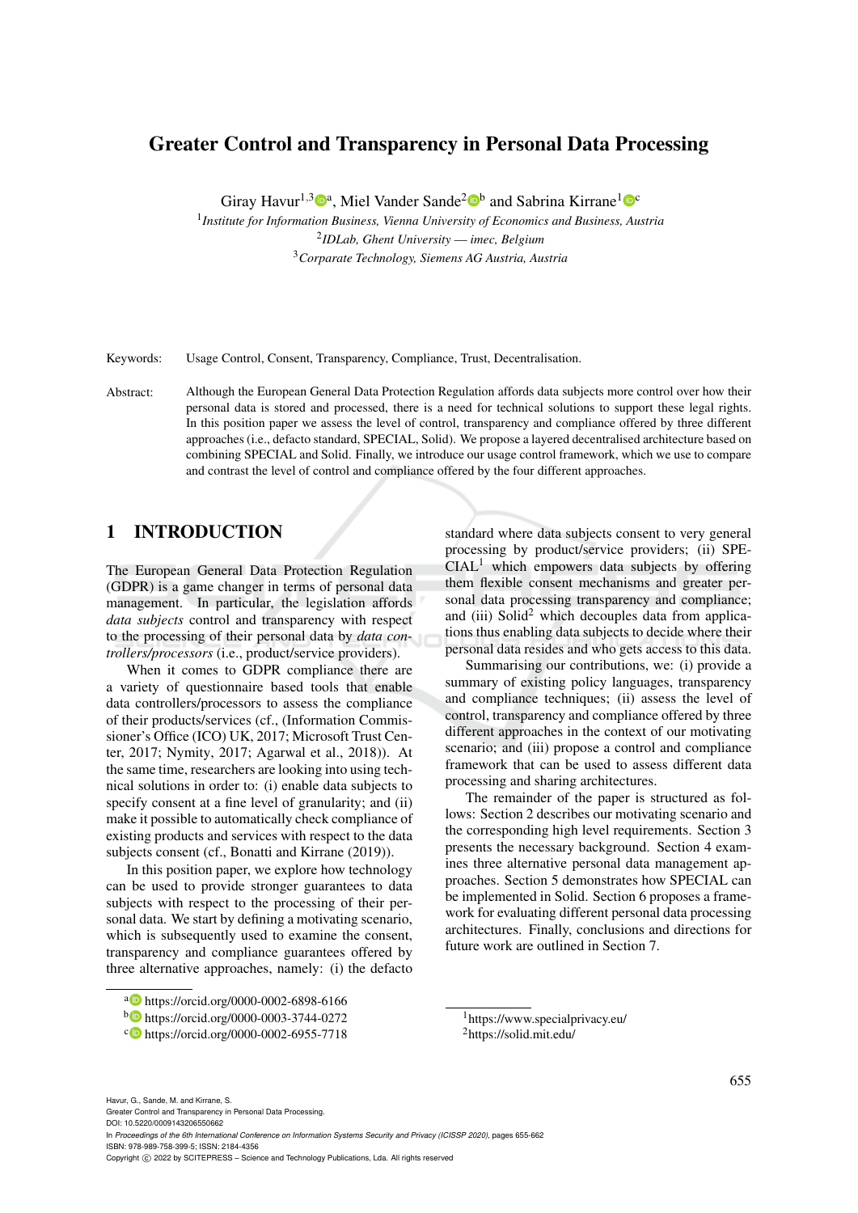# Greater Control and Transparency in Personal Data Processing

Giray Havur[1,3] [a], Miel Vander Sande[2] [b] and Sabrina Kirrane[1] [c]

[1] *Institute for Information Business, Vienna University of Economics and Business, Austria*
[2] *IDLab, Ghent University — imec, Belgium*
[3] *Corparate Technology, Siemens AG Austria, Austria*

Keywords: Usage Control, Consent, Transparency, Compliance, Trust, Decentralisation.

Abstract: Although the European General Data Protection Regulation affords data subjects more control over how their personal data is stored and processed, there is a need for technical solutions to support these legal rights. In this position paper we assess the level of control, transparency and compliance offered by three different approaches (i.e., defacto standard, SPECIAL, Solid). We propose a layered decentralised architecture based on combining SPECIAL and Solid. Finally, we introduce our usage control framework, which we use to compare and contrast the level of control and compliance offered by the four different approaches.

## 1 INTRODUCTION

The European General Data Protection Regulation (GDPR) is a game changer in terms of personal data management. In particular, the legislation affords *data subjects* control and transparency with respect to the processing of their personal data by *data controllers/processors* (i.e., product/service providers).

When it comes to GDPR compliance there are a variety of questionnaire based tools that enable data controllers/processors to assess the compliance of their products/services (cf., (Information Commissioner's Office (ICO) UK, 2017; Microsoft Trust Center, 2017; Nymity, 2017; Agarwal et al., 2018)). At the same time, researchers are looking into using technical solutions in order to: (i) enable data subjects to specify consent at a fine level of granularity; and (ii) make it possible to automatically check compliance of existing products and services with respect to the data subjects consent (cf., Bonatti and Kirrane (2019)).

In this position paper, we explore how technology can be used to provide stronger guarantees to data subjects with respect to the processing of their personal data. We start by defining a motivating scenario, which is subsequently used to examine the consent, transparency and compliance guarantees offered by three alternative approaches, namely: (i) the defacto standard where data subjects consent to very general processing by product/service providers; (ii) SPECIAL[1] which empowers data subjects by offering them flexible consent mechanisms and greater personal data processing transparency and compliance; and (iii) Solid[2] which decouples data from applications thus enabling data subjects to decide where their personal data resides and who gets access to this data.

Summarising our contributions, we: (i) provide a summary of existing policy languages, transparency and compliance techniques; (ii) assess the level of control, transparency and compliance offered by three different approaches in the context of our motivating scenario; and (iii) propose a control and compliance framework that can be used to assess different data processing and sharing architectures.

The remainder of the paper is structured as follows: Section 2 describes our motivating scenario and the corresponding high level requirements. Section 3 presents the necessary background. Section 4 examines three alternative personal data management approaches. Section 5 demonstrates how SPECIAL can be implemented in Solid. Section 6 proposes a framework for evaluating different personal data processing architectures. Finally, conclusions and directions for future work are outlined in Section 7.

---

[a] https://orcid.org/0000-0002-6898-6166
[b] https://orcid.org/0000-0003-3744-0272
[c] https://orcid.org/0000-0002-6955-7718

[1] https://www.specialprivacy.eu/
[2] https://solid.mit.edu/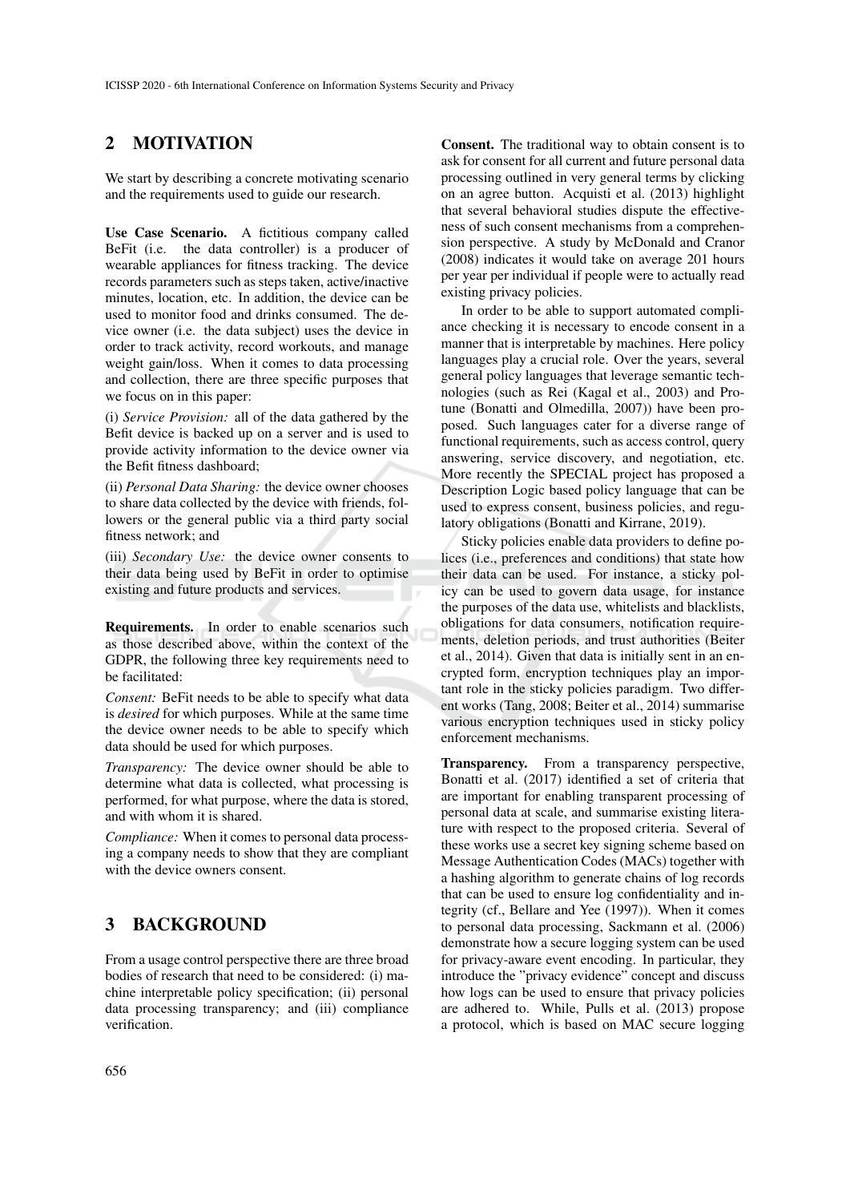## 2 MOTIVATION

We start by describing a concrete motivating scenario and the requirements used to guide our research.

**Use Case Scenario.** A fictitious company called BeFit (i.e. the data controller) is a producer of wearable appliances for fitness tracking. The device records parameters such as steps taken, active/inactive minutes, location, etc. In addition, the device can be used to monitor food and drinks consumed. The device owner (i.e. the data subject) uses the device in order to track activity, record workouts, and manage weight gain/loss. When it comes to data processing and collection, there are three specific purposes that we focus on in this paper:

(i) *Service Provision:* all of the data gathered by the Befit device is backed up on a server and is used to provide activity information to the device owner via the Befit fitness dashboard;

(ii) *Personal Data Sharing:* the device owner chooses to share data collected by the device with friends, followers or the general public via a third party social fitness network; and

(iii) *Secondary Use:* the device owner consents to their data being used by BeFit in order to optimise existing and future products and services.

**Requirements.** In order to enable scenarios such as those described above, within the context of the GDPR, the following three key requirements need to be facilitated:

*Consent:* BeFit needs to be able to specify what data is *desired* for which purposes. While at the same time the device owner needs to be able to specify which data should be used for which purposes.

*Transparency:* The device owner should be able to determine what data is collected, what processing is performed, for what purpose, where the data is stored, and with whom it is shared.

*Compliance:* When it comes to personal data processing a company needs to show that they are compliant with the device owners consent.

## 3 BACKGROUND

From a usage control perspective there are three broad bodies of research that need to be considered: (i) machine interpretable policy specification; (ii) personal data processing transparency; and (iii) compliance verification.

**Consent.** The traditional way to obtain consent is to ask for consent for all current and future personal data processing outlined in very general terms by clicking on an agree button. Acquisti et al. (2013) highlight that several behavioral studies dispute the effectiveness of such consent mechanisms from a comprehension perspective. A study by McDonald and Cranor (2008) indicates it would take on average 201 hours per year per individual if people were to actually read existing privacy policies.

In order to be able to support automated compliance checking it is necessary to encode consent in a manner that is interpretable by machines. Here policy languages play a crucial role. Over the years, several general policy languages that leverage semantic technologies (such as Rei (Kagal et al., 2003) and Protune (Bonatti and Olmedilla, 2007)) have been proposed. Such languages cater for a diverse range of functional requirements, such as access control, query answering, service discovery, and negotiation, etc. More recently the SPECIAL project has proposed a Description Logic based policy language that can be used to express consent, business policies, and regulatory obligations (Bonatti and Kirrane, 2019).

Sticky policies enable data providers to define polices (i.e., preferences and conditions) that state how their data can be used. For instance, a sticky policy can be used to govern data usage, for instance the purposes of the data use, whitelists and blacklists, obligations for data consumers, notification requirements, deletion periods, and trust authorities (Beiter et al., 2014). Given that data is initially sent in an encrypted form, encryption techniques play an important role in the sticky policies paradigm. Two different works (Tang, 2008; Beiter et al., 2014) summarise various encryption techniques used in sticky policy enforcement mechanisms.

**Transparency.** From a transparency perspective, Bonatti et al. (2017) identified a set of criteria that are important for enabling transparent processing of personal data at scale, and summarise existing literature with respect to the proposed criteria. Several of these works use a secret key signing scheme based on Message Authentication Codes (MACs) together with a hashing algorithm to generate chains of log records that can be used to ensure log confidentiality and integrity (cf., Bellare and Yee (1997)). When it comes to personal data processing, Sackmann et al. (2006) demonstrate how a secure logging system can be used for privacy-aware event encoding. In particular, they introduce the "privacy evidence" concept and discuss how logs can be used to ensure that privacy policies are adhered to. While, Pulls et al. (2013) propose a protocol, which is based on MAC secure logging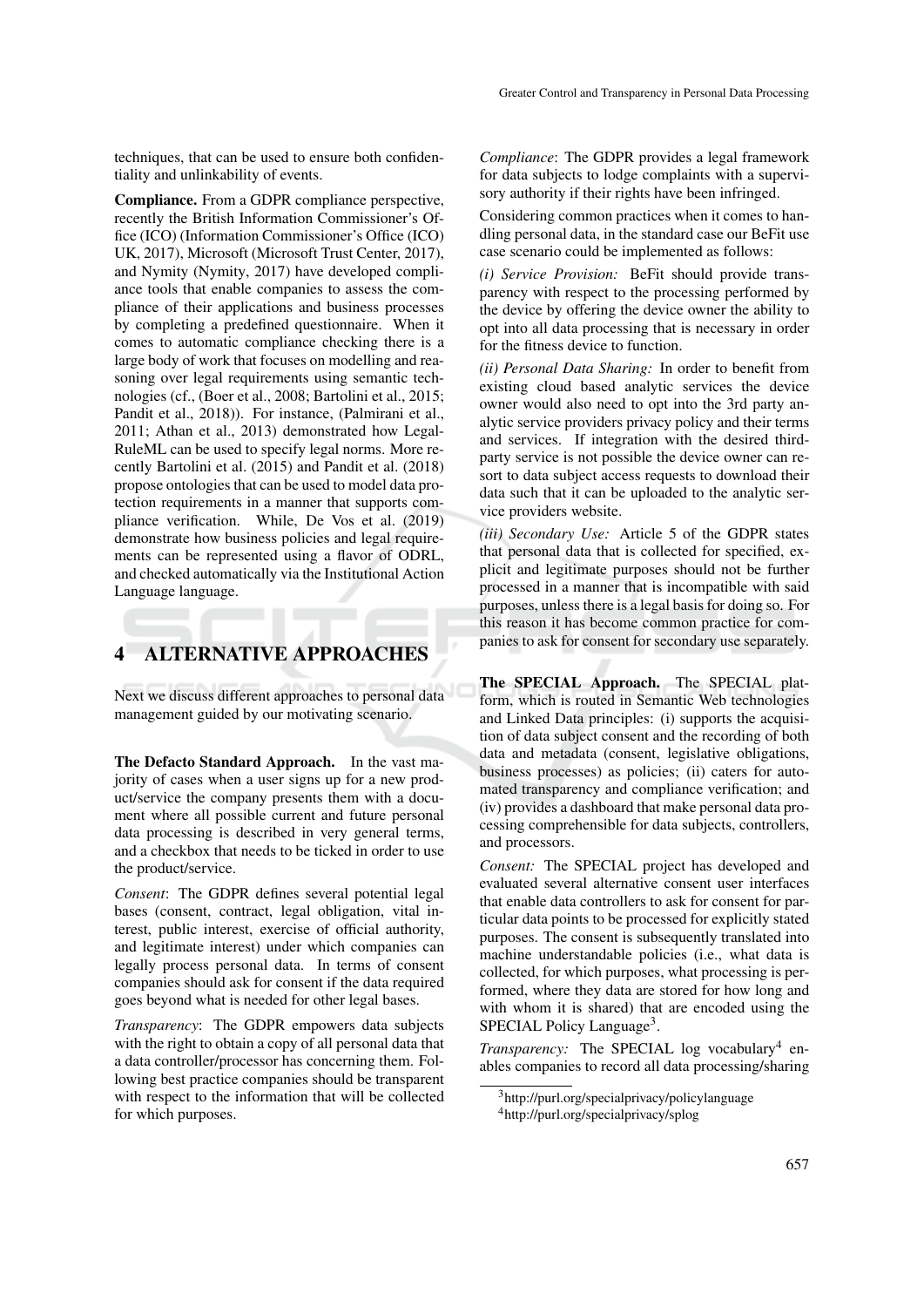techniques, that can be used to ensure both confidentiality and unlinkability of events.

**Compliance.** From a GDPR compliance perspective, recently the British Information Commissioner's Office (ICO) (Information Commissioner's Office (ICO) UK, 2017), Microsoft (Microsoft Trust Center, 2017), and Nymity (Nymity, 2017) have developed compliance tools that enable companies to assess the compliance of their applications and business processes by completing a predefined questionnaire. When it comes to automatic compliance checking there is a large body of work that focuses on modelling and reasoning over legal requirements using semantic technologies (cf., (Boer et al., 2008; Bartolini et al., 2015; Pandit et al., 2018)). For instance, (Palmirani et al., 2011; Athan et al., 2013) demonstrated how LegalRuleML can be used to specify legal norms. More recently Bartolini et al. (2015) and Pandit et al. (2018) propose ontologies that can be used to model data protection requirements in a manner that supports compliance verification. While, De Vos et al. (2019) demonstrate how business policies and legal requirements can be represented using a flavor of ODRL, and checked automatically via the Institutional Action Language language.

## 4 ALTERNATIVE APPROACHES

Next we discuss different approaches to personal data management guided by our motivating scenario.

**The Defacto Standard Approach.** In the vast majority of cases when a user signs up for a new product/service the company presents them with a document where all possible current and future personal data processing is described in very general terms, and a checkbox that needs to be ticked in order to use the product/service.

*Consent*: The GDPR defines several potential legal bases (consent, contract, legal obligation, vital interest, public interest, exercise of official authority, and legitimate interest) under which companies can legally process personal data. In terms of consent companies should ask for consent if the data required goes beyond what is needed for other legal bases.

*Transparency*: The GDPR empowers data subjects with the right to obtain a copy of all personal data that a data controller/processor has concerning them. Following best practice companies should be transparent with respect to the information that will be collected for which purposes.

*Compliance*: The GDPR provides a legal framework for data subjects to lodge complaints with a supervisory authority if their rights have been infringed.

Considering common practices when it comes to handling personal data, in the standard case our BeFit use case scenario could be implemented as follows:

*(i) Service Provision:* BeFit should provide transparency with respect to the processing performed by the device by offering the device owner the ability to opt into all data processing that is necessary in order for the fitness device to function.

*(ii) Personal Data Sharing:* In order to benefit from existing cloud based analytic services the device owner would also need to opt into the 3rd party analytic service providers privacy policy and their terms and services. If integration with the desired third-party service is not possible the device owner can resort to data subject access requests to download their data such that it can be uploaded to the analytic service providers website.

*(iii) Secondary Use:* Article 5 of the GDPR states that personal data that is collected for specified, explicit and legitimate purposes should not be further processed in a manner that is incompatible with said purposes, unless there is a legal basis for doing so. For this reason it has become common practice for companies to ask for consent for secondary use separately.

**The SPECIAL Approach.** The SPECIAL platform, which is routed in Semantic Web technologies and Linked Data principles: (i) supports the acquisition of data subject consent and the recording of both data and metadata (consent, legislative obligations, business processes) as policies; (ii) caters for automated transparency and compliance verification; and (iv) provides a dashboard that make personal data processing comprehensible for data subjects, controllers, and processors.

*Consent:* The SPECIAL project has developed and evaluated several alternative consent user interfaces that enable data controllers to ask for consent for particular data points to be processed for explicitly stated purposes. The consent is subsequently translated into machine understandable policies (i.e., what data is collected, for which purposes, what processing is performed, where they data are stored for how long and with whom it is shared) that are encoded using the SPECIAL Policy Language[3].

*Transparency:* The SPECIAL log vocabulary[4] enables companies to record all data processing/sharing

[3]http://purl.org/specialprivacy/policylanguage

[4]http://purl.org/specialprivacy/splog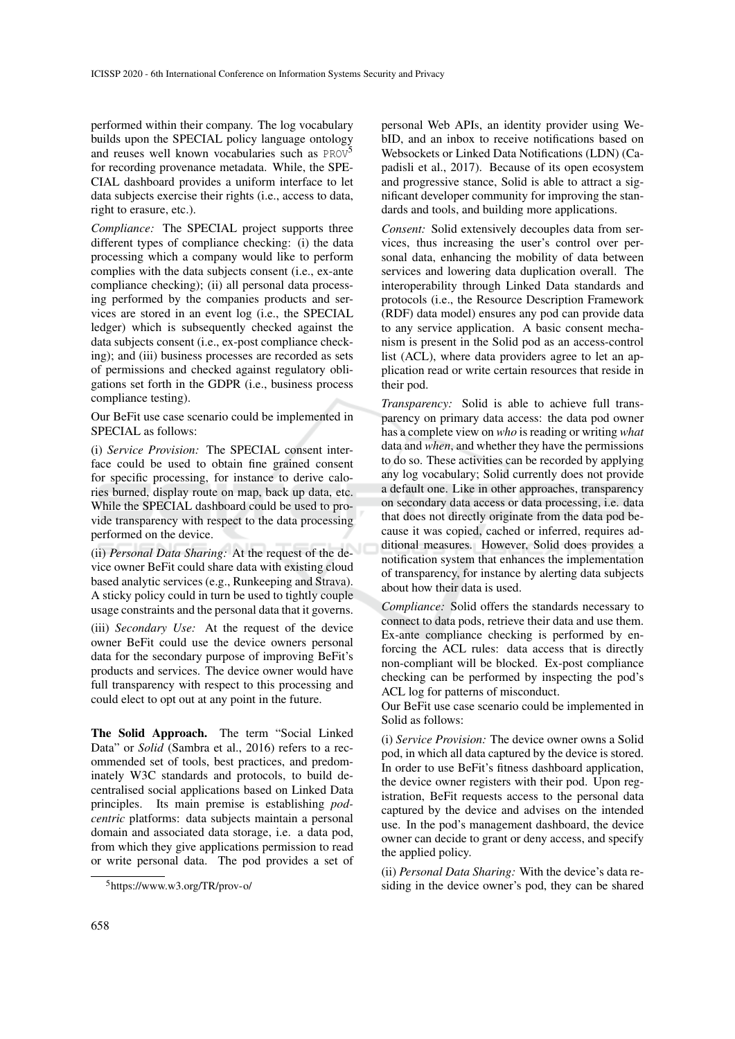performed within their company. The log vocabulary builds upon the SPECIAL policy language ontology and reuses well known vocabularies such as PROV[5] for recording provenance metadata. While, the SPECIAL dashboard provides a uniform interface to let data subjects exercise their rights (i.e., access to data, right to erasure, etc.).

*Compliance:* The SPECIAL project supports three different types of compliance checking: (i) the data processing which a company would like to perform complies with the data subjects consent (i.e., ex-ante compliance checking); (ii) all personal data processing performed by the companies products and services are stored in an event log (i.e., the SPECIAL ledger) which is subsequently checked against the data subjects consent (i.e., ex-post compliance checking); and (iii) business processes are recorded as sets of permissions and checked against regulatory obligations set forth in the GDPR (i.e., business process compliance testing).

Our BeFit use case scenario could be implemented in SPECIAL as follows:

(i) *Service Provision:* The SPECIAL consent interface could be used to obtain fine grained consent for specific processing, for instance to derive calories burned, display route on map, back up data, etc. While the SPECIAL dashboard could be used to provide transparency with respect to the data processing performed on the device.

(ii) *Personal Data Sharing:* At the request of the device owner BeFit could share data with existing cloud based analytic services (e.g., Runkeeping and Strava). A sticky policy could in turn be used to tightly couple usage constraints and the personal data that it governs.

(iii) *Secondary Use:* At the request of the device owner BeFit could use the device owners personal data for the secondary purpose of improving BeFit's products and services. The device owner would have full transparency with respect to this processing and could elect to opt out at any point in the future.

**The Solid Approach.** The term "Social Linked Data" or *Solid* (Sambra et al., 2016) refers to a recommended set of tools, best practices, and predominately W3C standards and protocols, to build decentralised social applications based on Linked Data principles. Its main premise is establishing *pod-centric* platforms: data subjects maintain a personal domain and associated data storage, i.e. a data pod, from which they give applications permission to read or write personal data. The pod provides a set of personal Web APIs, an identity provider using WebID, and an inbox to receive notifications based on Websockets or Linked Data Notifications (LDN) (Capadisli et al., 2017). Because of its open ecosystem and progressive stance, Solid is able to attract a significant developer community for improving the standards and tools, and building more applications.

*Consent:* Solid extensively decouples data from services, thus increasing the user's control over personal data, enhancing the mobility of data between services and lowering data duplication overall. The interoperability through Linked Data standards and protocols (i.e., the Resource Description Framework (RDF) data model) ensures any pod can provide data to any service application. A basic consent mechanism is present in the Solid pod as an access-control list (ACL), where data providers agree to let an application read or write certain resources that reside in their pod.

*Transparency:* Solid is able to achieve full transparency on primary data access: the data pod owner has a complete view on *who* is reading or writing *what* data and *when*, and whether they have the permissions to do so. These activities can be recorded by applying any log vocabulary; Solid currently does not provide a default one. Like in other approaches, transparency on secondary data access or data processing, i.e. data that does not directly originate from the data pod because it was copied, cached or inferred, requires additional measures. However, Solid does provides a notification system that enhances the implementation of transparency, for instance by alerting data subjects about how their data is used.

*Compliance:* Solid offers the standards necessary to connect to data pods, retrieve their data and use them. Ex-ante compliance checking is performed by enforcing the ACL rules: data access that is directly non-compliant will be blocked. Ex-post compliance checking can be performed by inspecting the pod's ACL log for patterns of misconduct.

Our BeFit use case scenario could be implemented in Solid as follows:

(i) *Service Provision:* The device owner owns a Solid pod, in which all data captured by the device is stored. In order to use BeFit's fitness dashboard application, the device owner registers with their pod. Upon registration, BeFit requests access to the personal data captured by the device and advises on the intended use. In the pod's management dashboard, the device owner can decide to grant or deny access, and specify the applied policy.

(ii) *Personal Data Sharing:* With the device's data residing in the device owner's pod, they can be shared

[5] https://www.w3.org/TR/prov-o/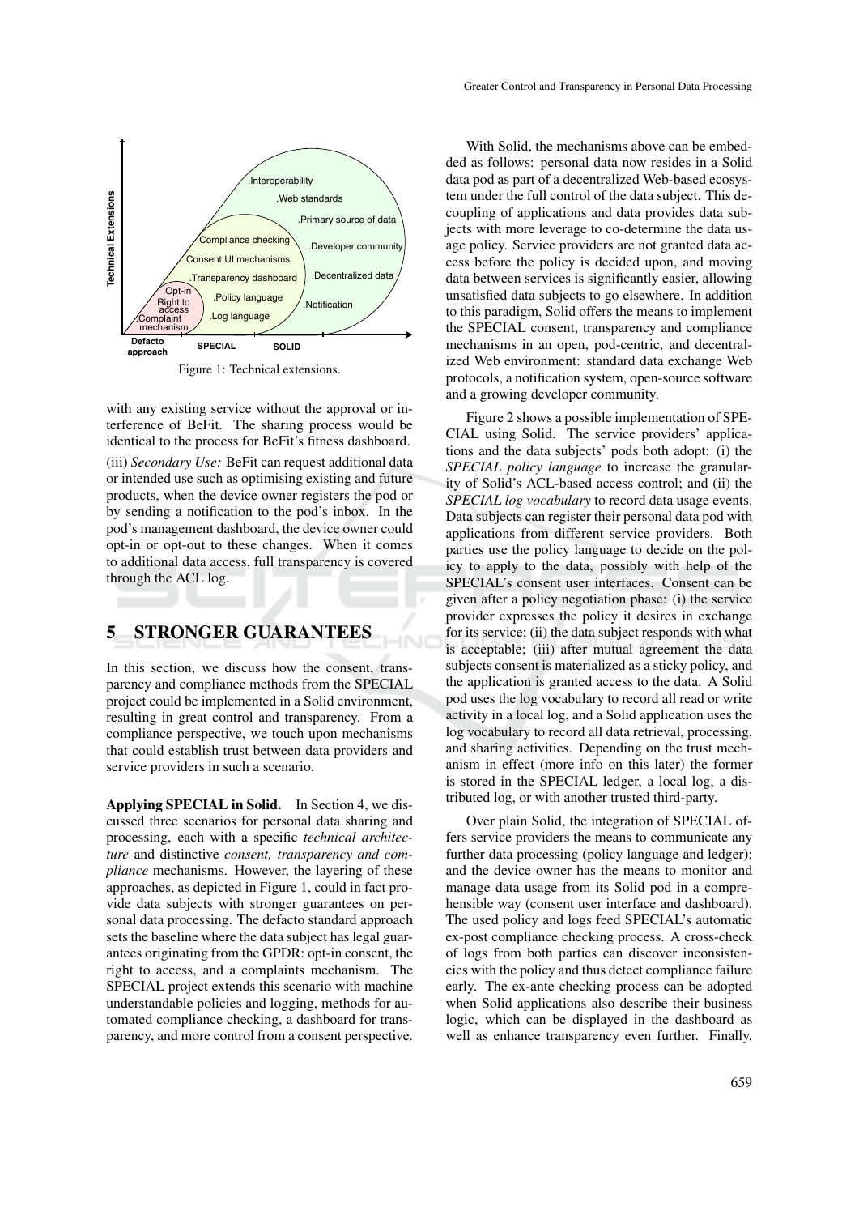Figure 1: Technical extensions.

with any existing service without the approval or interference of BeFit. The sharing process would be identical to the process for BeFit's fitness dashboard.

(iii) *Secondary Use:* BeFit can request additional data or intended use such as optimising existing and future products, when the device owner registers the pod or by sending a notification to the pod's inbox. In the pod's management dashboard, the device owner could opt-in or opt-out to these changes. When it comes to additional data access, full transparency is covered through the ACL log.

# 5 STRONGER GUARANTEES

In this section, we discuss how the consent, transparency and compliance methods from the SPECIAL project could be implemented in a Solid environment, resulting in great control and transparency. From a compliance perspective, we touch upon mechanisms that could establish trust between data providers and service providers in such a scenario.

**Applying SPECIAL in Solid.** In Section 4, we discussed three scenarios for personal data sharing and processing, each with a specific *technical architecture* and distinctive *consent, transparency and compliance* mechanisms. However, the layering of these approaches, as depicted in Figure 1, could in fact provide data subjects with stronger guarantees on personal data processing. The defacto standard approach sets the baseline where the data subject has legal guarantees originating from the GPDR: opt-in consent, the right to access, and a complaints mechanism. The SPECIAL project extends this scenario with machine understandable policies and logging, methods for automated compliance checking, a dashboard for transparency, and more control from a consent perspective.

With Solid, the mechanisms above can be embedded as follows: personal data now resides in a Solid data pod as part of a decentralized Web-based ecosystem under the full control of the data subject. This decoupling of applications and data provides data subjects with more leverage to co-determine the data usage policy. Service providers are not granted data access before the policy is decided upon, and moving data between services is significantly easier, allowing unsatisfied data subjects to go elsewhere. In addition to this paradigm, Solid offers the means to implement the SPECIAL consent, transparency and compliance mechanisms in an open, pod-centric, and decentralized Web environment: standard data exchange Web protocols, a notification system, open-source software and a growing developer community.

Figure 2 shows a possible implementation of SPECIAL using Solid. The service providers' applications and the data subjects' pods both adopt: (i) the *SPECIAL policy language* to increase the granularity of Solid's ACL-based access control; and (ii) the *SPECIAL log vocabulary* to record data usage events. Data subjects can register their personal data pod with applications from different service providers. Both parties use the policy language to decide on the policy to apply to the data, possibly with help of the SPECIAL's consent user interfaces. Consent can be given after a policy negotiation phase: (i) the service provider expresses the policy it desires in exchange for its service; (ii) the data subject responds with what is acceptable; (iii) after mutual agreement the data subjects consent is materialized as a sticky policy, and the application is granted access to the data. A Solid pod uses the log vocabulary to record all read or write activity in a local log, and a Solid application uses the log vocabulary to record all data retrieval, processing, and sharing activities. Depending on the trust mechanism in effect (more info on this later) the former is stored in the SPECIAL ledger, a local log, a distributed log, or with another trusted third-party.

Over plain Solid, the integration of SPECIAL offers service providers the means to communicate any further data processing (policy language and ledger); and the device owner has the means to monitor and manage data usage from its Solid pod in a comprehensible way (consent user interface and dashboard). The used policy and logs feed SPECIAL's automatic ex-post compliance checking process. A cross-check of logs from both parties can discover inconsistencies with the policy and thus detect compliance failure early. The ex-ante checking process can be adopted when Solid applications also describe their business logic, which can be displayed in the dashboard as well as enhance transparency even further. Finally,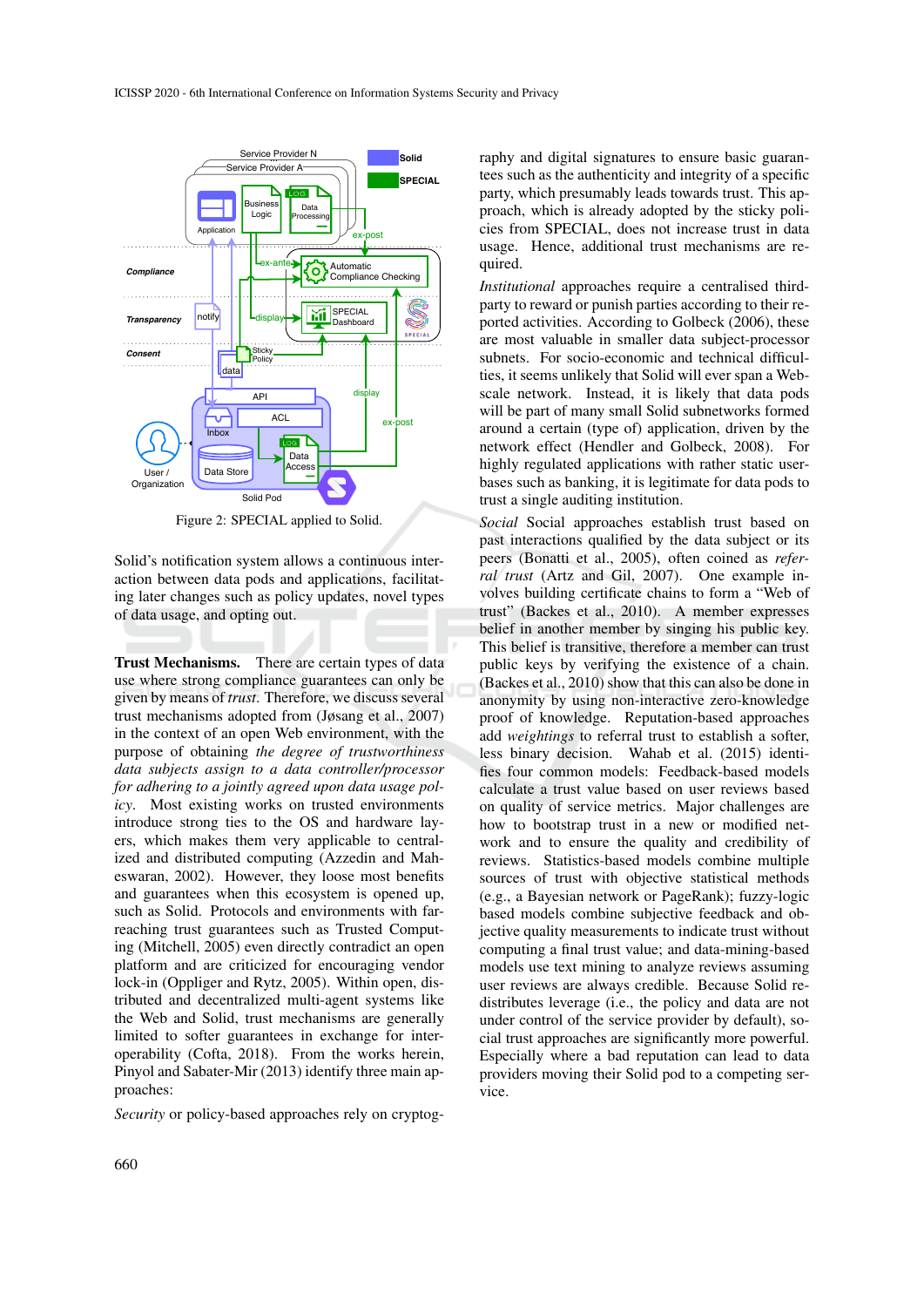Figure 2: SPECIAL applied to Solid.

Solid's notification system allows a continuous interaction between data pods and applications, facilitating later changes such as policy updates, novel types of data usage, and opting out.

**Trust Mechanisms.** There are certain types of data use where strong compliance guarantees can only be given by means of *trust*. Therefore, we discuss several trust mechanisms adopted from (Jøsang et al., 2007) in the context of an open Web environment, with the purpose of obtaining *the degree of trustworthiness data subjects assign to a data controller/processor for adhering to a jointly agreed upon data usage policy*. Most existing works on trusted environments introduce strong ties to the OS and hardware layers, which makes them very applicable to centralized and distributed computing (Azzedin and Maheswaran, 2002). However, they loose most benefits and guarantees when this ecosystem is opened up, such as Solid. Protocols and environments with far-reaching trust guarantees such as Trusted Computing (Mitchell, 2005) even directly contradict an open platform and are criticized for encouraging vendor lock-in (Oppliger and Rytz, 2005). Within open, distributed and decentralized multi-agent systems like the Web and Solid, trust mechanisms are generally limited to softer guarantees in exchange for interoperability (Cofta, 2018). From the works herein, Pinyol and Sabater-Mir (2013) identify three main approaches:

*Security* or policy-based approaches rely on cryptography and digital signatures to ensure basic guarantees such as the authenticity and integrity of a specific party, which presumably leads towards trust. This approach, which is already adopted by the sticky policies from SPECIAL, does not increase trust in data usage. Hence, additional trust mechanisms are required.

*Institutional* approaches require a centralised third-party to reward or punish parties according to their reported activities. According to Golbeck (2006), these are most valuable in smaller data subject-processor subnets. For socio-economic and technical difficulties, it seems unlikely that Solid will ever span a Web-scale network. Instead, it is likely that data pods will be part of many small Solid subnetworks formed around a certain (type of) application, driven by the network effect (Hendler and Golbeck, 2008). For highly regulated applications with rather static user-bases such as banking, it is legitimate for data pods to trust a single auditing institution.

*Social* Social approaches establish trust based on past interactions qualified by the data subject or its peers (Bonatti et al., 2005), often coined as *referral trust* (Artz and Gil, 2007). One example involves building certificate chains to form a "Web of trust" (Backes et al., 2010). A member expresses belief in another member by singing his public key. This belief is transitive, therefore a member can trust public keys by verifying the existence of a chain. (Backes et al., 2010) show that this can also be done in anonymity by using non-interactive zero-knowledge proof of knowledge. Reputation-based approaches add *weightings* to referral trust to establish a softer, less binary decision. Wahab et al. (2015) identifies four common models: Feedback-based models calculate a trust value based on user reviews based on quality of service metrics. Major challenges are how to bootstrap trust in a new or modified network and to ensure the quality and credibility of reviews. Statistics-based models combine multiple sources of trust with objective statistical methods (e.g., a Bayesian network or PageRank); fuzzy-logic based models combine subjective feedback and objective quality measurements to indicate trust without computing a final trust value; and data-mining-based models use text mining to analyze reviews assuming user reviews are always credible. Because Solid redistributes leverage (i.e., the policy and data are not under control of the service provider by default), social trust approaches are significantly more powerful. Especially where a bad reputation can lead to data providers moving their Solid pod to a competing service.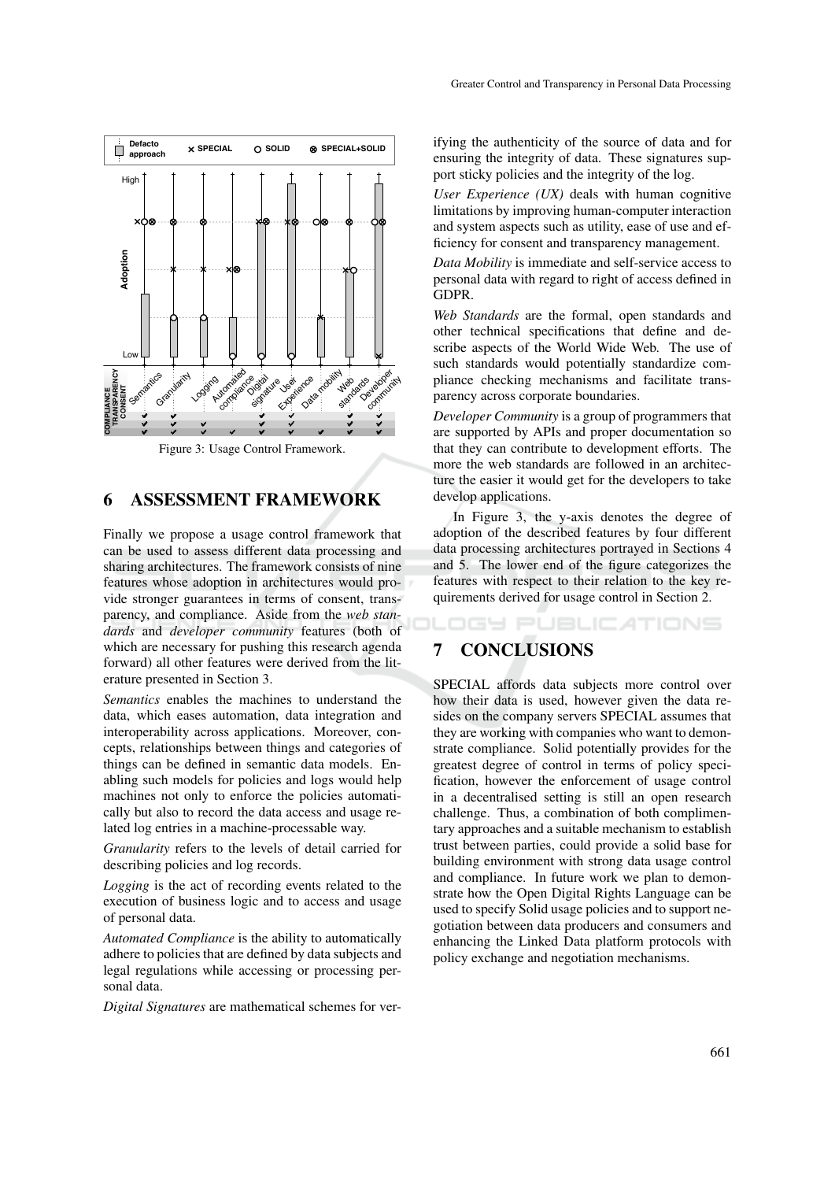Figure 3: Usage Control Framework.

## 6 ASSESSMENT FRAMEWORK

Finally we propose a usage control framework that can be used to assess different data processing and sharing architectures. The framework consists of nine features whose adoption in architectures would provide stronger guarantees in terms of consent, transparency, and compliance. Aside from the *web standards* and *developer community* features (both of which are necessary for pushing this research agenda forward) all other features were derived from the literature presented in Section 3.

*Semantics* enables the machines to understand the data, which eases automation, data integration and interoperability across applications. Moreover, concepts, relationships between things and categories of things can be defined in semantic data models. Enabling such models for policies and logs would help machines not only to enforce the policies automatically but also to record the data access and usage related log entries in a machine-processable way.

*Granularity* refers to the levels of detail carried for describing policies and log records.

*Logging* is the act of recording events related to the execution of business logic and to access and usage of personal data.

*Automated Compliance* is the ability to automatically adhere to policies that are defined by data subjects and legal regulations while accessing or processing personal data.

*Digital Signatures* are mathematical schemes for verifying the authenticity of the source of data and for ensuring the integrity of data. These signatures support sticky policies and the integrity of the log.

*User Experience (UX)* deals with human cognitive limitations by improving human-computer interaction and system aspects such as utility, ease of use and efficiency for consent and transparency management.

*Data Mobility* is immediate and self-service access to personal data with regard to right of access defined in GDPR.

*Web Standards* are the formal, open standards and other technical specifications that define and describe aspects of the World Wide Web. The use of such standards would potentially standardize compliance checking mechanisms and facilitate transparency across corporate boundaries.

*Developer Community* is a group of programmers that are supported by APIs and proper documentation so that they can contribute to development efforts. The more the web standards are followed in an architecture the easier it would get for the developers to take develop applications.

In Figure 3, the y-axis denotes the degree of adoption of the described features by four different data processing architectures portrayed in Sections 4 and 5. The lower end of the figure categorizes the features with respect to their relation to the key requirements derived for usage control in Section 2.

## 7 CONCLUSIONS

SPECIAL affords data subjects more control over how their data is used, however given the data resides on the company servers SPECIAL assumes that they are working with companies who want to demonstrate compliance. Solid potentially provides for the greatest degree of control in terms of policy specification, however the enforcement of usage control in a decentralised setting is still an open research challenge. Thus, a combination of both complimentary approaches and a suitable mechanism to establish trust between parties, could provide a solid base for building environment with strong data usage control and compliance. In future work we plan to demonstrate how the Open Digital Rights Language can be used to specify Solid usage policies and to support negotiation between data producers and consumers and enhancing the Linked Data platform protocols with policy exchange and negotiation mechanisms.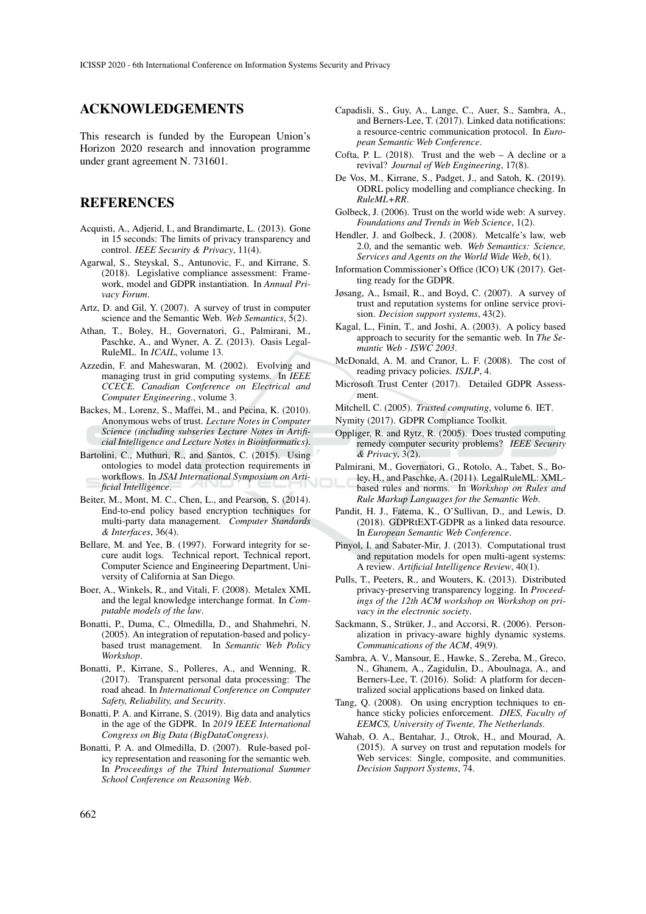## ACKNOWLEDGEMENTS

This research is funded by the European Union's Horizon 2020 research and innovation programme under grant agreement N. 731601.

## REFERENCES

Acquisti, A., Adjerid, I., and Brandimarte, L. (2013). Gone in 15 seconds: The limits of privacy transparency and control. *IEEE Security & Privacy*, 11(4).

Agarwal, S., Steyskal, S., Antunovic, F., and Kirrane, S. (2018). Legislative compliance assessment: Framework, model and GDPR instantiation. In *Annual Privacy Forum*.

Artz, D. and Gil, Y. (2007). A survey of trust in computer science and the Semantic Web. *Web Semantics*, 5(2).

Athan, T., Boley, H., Governatori, G., Palmirani, M., Paschke, A., and Wyner, A. Z. (2013). Oasis LegalRuleML. In *ICAIL*, volume 13.

Azzedin, F. and Maheswaran, M. (2002). Evolving and managing trust in grid computing systems. In *IEEE CCECE. Canadian Conference on Electrical and Computer Engineering.*, volume 3.

Backes, M., Lorenz, S., Maffei, M., and Pecina, K. (2010). Anonymous webs of trust. *Lecture Notes in Computer Science (including subseries Lecture Notes in Artificial Intelligence and Lecture Notes in Bioinformatics)*.

Bartolini, C., Muthuri, R., and Santos, C. (2015). Using ontologies to model data protection requirements in workflows. In *JSAI International Symposium on Artificial Intelligence*.

Beiter, M., Mont, M. C., Chen, L., and Pearson, S. (2014). End-to-end policy based encryption techniques for multi-party data management. *Computer Standards & Interfaces*, 36(4).

Bellare, M. and Yee, B. (1997). Forward integrity for secure audit logs. Technical report, Technical report, Computer Science and Engineering Department, University of California at San Diego.

Boer, A., Winkels, R., and Vitali, F. (2008). Metalex XML and the legal knowledge interchange format. In *Computable models of the law*.

Bonatti, P., Duma, C., Olmedilla, D., and Shahmehri, N. (2005). An integration of reputation-based and policy-based trust management. In *Semantic Web Policy Workshop*.

Bonatti, P., Kirrane, S., Polleres, A., and Wenning, R. (2017). Transparent personal data processing: The road ahead. In *International Conference on Computer Safety, Reliability, and Security*.

Bonatti, P. A. and Kirrane, S. (2019). Big data and analytics in the age of the GDPR. In *2019 IEEE International Congress on Big Data (BigDataCongress)*.

Bonatti, P. A. and Olmedilla, D. (2007). Rule-based policy representation and reasoning for the semantic web. In *Proceedings of the Third International Summer School Conference on Reasoning Web*.

Capadisli, S., Guy, A., Lange, C., Auer, S., Sambra, A., and Berners-Lee, T. (2017). Linked data notifications: a resource-centric communication protocol. In *European Semantic Web Conference*.

Cofta, P. L. (2018). Trust and the web – A decline or a revival? *Journal of Web Engineering*, 17(8).

De Vos, M., Kirrane, S., Padget, J., and Satoh, K. (2019). ODRL policy modelling and compliance checking. In *RuleML+RR*.

Golbeck, J. (2006). Trust on the world wide web: A survey. *Foundations and Trends in Web Science*, 1(2).

Hendler, J. and Golbeck, J. (2008). Metcalfe's law, web 2.0, and the semantic web. *Web Semantics: Science, Services and Agents on the World Wide Web*, 6(1).

Information Commissioner's Office (ICO) UK (2017). Getting ready for the GDPR.

Jøsang, A., Ismail, R., and Boyd, C. (2007). A survey of trust and reputation systems for online service provision. *Decision support systems*, 43(2).

Kagal, L., Finin, T., and Joshi, A. (2003). A policy based approach to security for the semantic web. In *The Semantic Web - ISWC 2003*.

McDonald, A. M. and Cranor, L. F. (2008). The cost of reading privacy policies. *ISJLP*, 4.

Microsoft Trust Center (2017). Detailed GDPR Assessment.

Mitchell, C. (2005). *Trusted computing*, volume 6. IET.

Nymity (2017). GDPR Compliance Toolkit.

Oppliger, R. and Rytz, R. (2005). Does trusted computing remedy computer security problems? *IEEE Security & Privacy*, 3(2).

Palmirani, M., Governatori, G., Rotolo, A., Tabet, S., Boley, H., and Paschke, A. (2011). LegalRuleML: XML-based rules and norms. In *Workshop on Rules and Rule Markup Languages for the Semantic Web*.

Pandit, H. J., Fatema, K., O'Sullivan, D., and Lewis, D. (2018). GDPRtEXT-GDPR as a linked data resource. In *European Semantic Web Conference*.

Pinyol, I. and Sabater-Mir, J. (2013). Computational trust and reputation models for open multi-agent systems: A review. *Artificial Intelligence Review*, 40(1).

Pulls, T., Peeters, R., and Wouters, K. (2013). Distributed privacy-preserving transparency logging. In *Proceedings of the 12th ACM workshop on Workshop on privacy in the electronic society*.

Sackmann, S., Strüker, J., and Accorsi, R. (2006). Personalization in privacy-aware highly dynamic systems. *Communications of the ACM*, 49(9).

Sambra, A. V., Mansour, E., Hawke, S., Zereba, M., Greco, N., Ghanem, A., Zagidulin, D., Aboulnaga, A., and Berners-Lee, T. (2016). Solid: A platform for decentralized social applications based on linked data.

Tang, Q. (2008). On using encryption techniques to enhance sticky policies enforcement. *DIES, Faculty of EEMCS, University of Twente, The Netherlands*.

Wahab, O. A., Bentahar, J., Otrok, H., and Mourad, A. (2015). A survey on trust and reputation models for Web services: Single, composite, and communities. *Decision Support Systems*, 74.